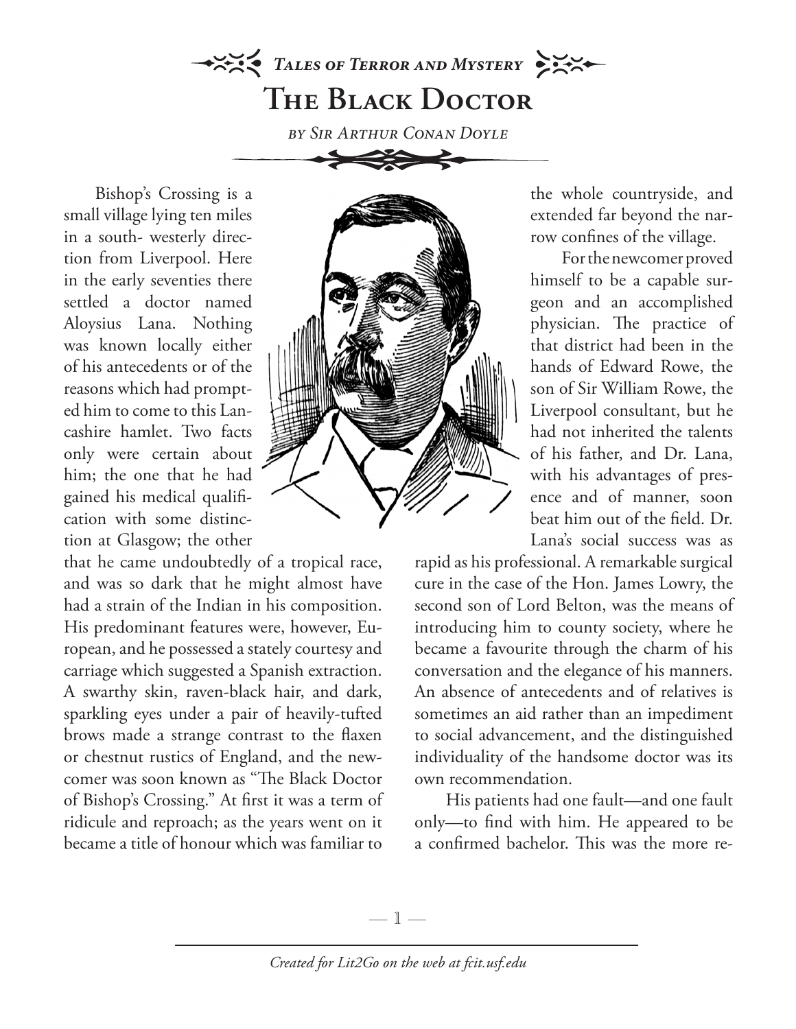*Tales of Terror and Mystery*

# The Black Doctor

*by Sir Arthur Conan Doyle*

Bishop's Crossing is a small village lying ten miles in a south- westerly direction from Liverpool. Here in the early seventies there settled a doctor named Aloysius Lana. Nothing was known locally either of his antecedents or of the reasons which had prompted him to come to this Lancashire hamlet. Two facts only were certain about him; the one that he had gained his medical qualification with some distinction at Glasgow; the other that he came undoubtedly of a tropical race, and was so dark that he might almost have had a strain of the Indian in his composition. His predominant features were, however, European, and he possessed a stately courtesy and carriage which suggested a Spanish extraction. A swarthy skin, raven-black hair, and dark, sparkling eyes under a pair of heavily-tufted brows made a strange contrast to the flaxen or chestnut rustics of England, and the newcomer was soon known as "The Black Doctor of Bishop's Crossing." At first it was a term of ridicule and reproach; as the years went on it became a title of honour which was familiar to the whole countryside, and extended far beyond the narrow confines of the village.

For the newcomer proved himself to be a capable surgeon and an accomplished physician. The practice of that district had been in the hands of Edward Rowe, the son of Sir William Rowe, the Liverpool consultant, but he had not inherited the talents of his father, and Dr. Lana, with his advantages of presence and of manner, soon beat him out of the field. Dr. Lana's social success was as rapid as his professional. A remarkable surgical cure in the case of the Hon. James Lowry, the second son of Lord Belton, was the means of introducing him to county society, where he became a favourite through the charm of his conversation and the elegance of his manners. An absence of antecedents and of relatives is sometimes an aid rather than an impediment to social advancement, and the distinguished individuality of the handsome doctor was its own recommendation.

His patients had one fault—and one fault only—to find with him. He appeared to be a confirmed bachelor. This was the more re-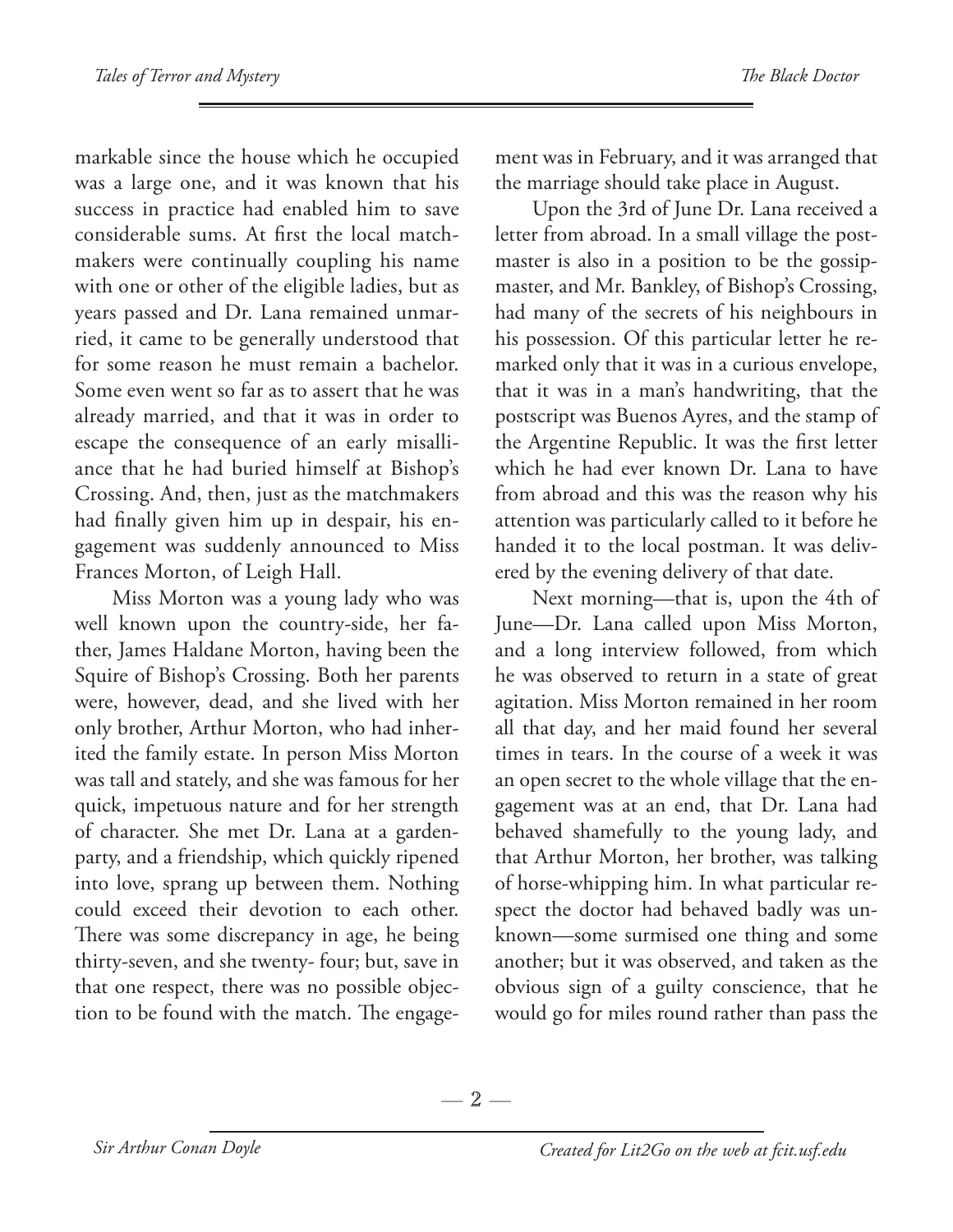markable since the house which he occupied was a large one, and it was known that his success in practice had enabled him to save considerable sums. At first the local matchmakers were continually coupling his name with one or other of the eligible ladies, but as years passed and Dr. Lana remained unmarried, it came to be generally understood that for some reason he must remain a bachelor. Some even went so far as to assert that he was already married, and that it was in order to escape the consequence of an early misalliance that he had buried himself at Bishop's Crossing. And, then, just as the matchmakers had finally given him up in despair, his engagement was suddenly announced to Miss Frances Morton, of Leigh Hall.

Miss Morton was a young lady who was well known upon the country-side, her father, James Haldane Morton, having been the Squire of Bishop's Crossing. Both her parents were, however, dead, and she lived with her only brother, Arthur Morton, who had inherited the family estate. In person Miss Morton was tall and stately, and she was famous for her quick, impetuous nature and for her strength of character. She met Dr. Lana at a garden-party, and a friendship, which quickly ripened into love, sprang up between them. Nothing could exceed their devotion to each other. There was some discrepancy in age, he being thirty-seven, and she twenty- four; but, save in that one respect, there was no possible objection to be found with the match. The engagement was in February, and it was arranged that the marriage should take place in August.

Upon the 3rd of June Dr. Lana received a letter from abroad. In a small village the postmaster is also in a position to be the gossipmaster, and Mr. Bankley, of Bishop's Crossing, had many of the secrets of his neighbours in his possession. Of this particular letter he remarked only that it was in a curious envelope, that it was in a man's handwriting, that the postscript was Buenos Ayres, and the stamp of the Argentine Republic. It was the first letter which he had ever known Dr. Lana to have from abroad and this was the reason why his attention was particularly called to it before he handed it to the local postman. It was delivered by the evening delivery of that date.

Next morning—that is, upon the 4th of June—Dr. Lana called upon Miss Morton, and a long interview followed, from which he was observed to return in a state of great agitation. Miss Morton remained in her room all that day, and her maid found her several times in tears. In the course of a week it was an open secret to the whole village that the engagement was at an end, that Dr. Lana had behaved shamefully to the young lady, and that Arthur Morton, her brother, was talking of horse-whipping him. In what particular respect the doctor had behaved badly was unknown—some surmised one thing and some another; but it was observed, and taken as the obvious sign of a guilty conscience, that he would go for miles round rather than pass the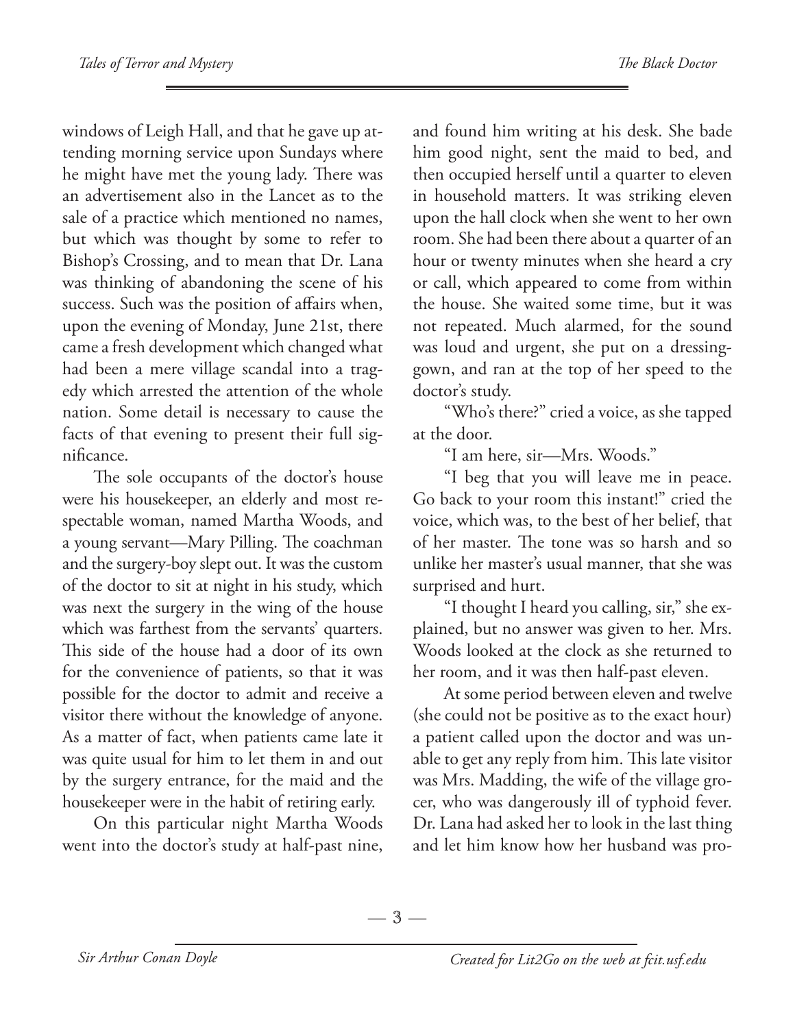windows of Leigh Hall, and that he gave up attending morning service upon Sundays where he might have met the young lady. There was an advertisement also in the Lancet as to the sale of a practice which mentioned no names, but which was thought by some to refer to Bishop's Crossing, and to mean that Dr. Lana was thinking of abandoning the scene of his success. Such was the position of affairs when, upon the evening of Monday, June 21st, there came a fresh development which changed what had been a mere village scandal into a tragedy which arrested the attention of the whole nation. Some detail is necessary to cause the facts of that evening to present their full significance.

The sole occupants of the doctor's house were his housekeeper, an elderly and most respectable woman, named Martha Woods, and a young servant—Mary Pilling. The coachman and the surgery-boy slept out. It was the custom of the doctor to sit at night in his study, which was next the surgery in the wing of the house which was farthest from the servants' quarters. This side of the house had a door of its own for the convenience of patients, so that it was possible for the doctor to admit and receive a visitor there without the knowledge of anyone. As a matter of fact, when patients came late it was quite usual for him to let them in and out by the surgery entrance, for the maid and the housekeeper were in the habit of retiring early.

On this particular night Martha Woods went into the doctor's study at half-past nine, and found him writing at his desk. She bade him good night, sent the maid to bed, and then occupied herself until a quarter to eleven in household matters. It was striking eleven upon the hall clock when she went to her own room. She had been there about a quarter of an hour or twenty minutes when she heard a cry or call, which appeared to come from within the house. She waited some time, but it was not repeated. Much alarmed, for the sound was loud and urgent, she put on a dressing-gown, and ran at the top of her speed to the doctor's study.

"Who's there?" cried a voice, as she tapped at the door.

"I am here, sir—Mrs. Woods."

"I beg that you will leave me in peace. Go back to your room this instant!" cried the voice, which was, to the best of her belief, that of her master. The tone was so harsh and so unlike her master's usual manner, that she was surprised and hurt.

"I thought I heard you calling, sir," she explained, but no answer was given to her. Mrs. Woods looked at the clock as she returned to her room, and it was then half-past eleven.

At some period between eleven and twelve (she could not be positive as to the exact hour) a patient called upon the doctor and was unable to get any reply from him. This late visitor was Mrs. Madding, the wife of the village grocer, who was dangerously ill of typhoid fever. Dr. Lana had asked her to look in the last thing and let him know how her husband was pro-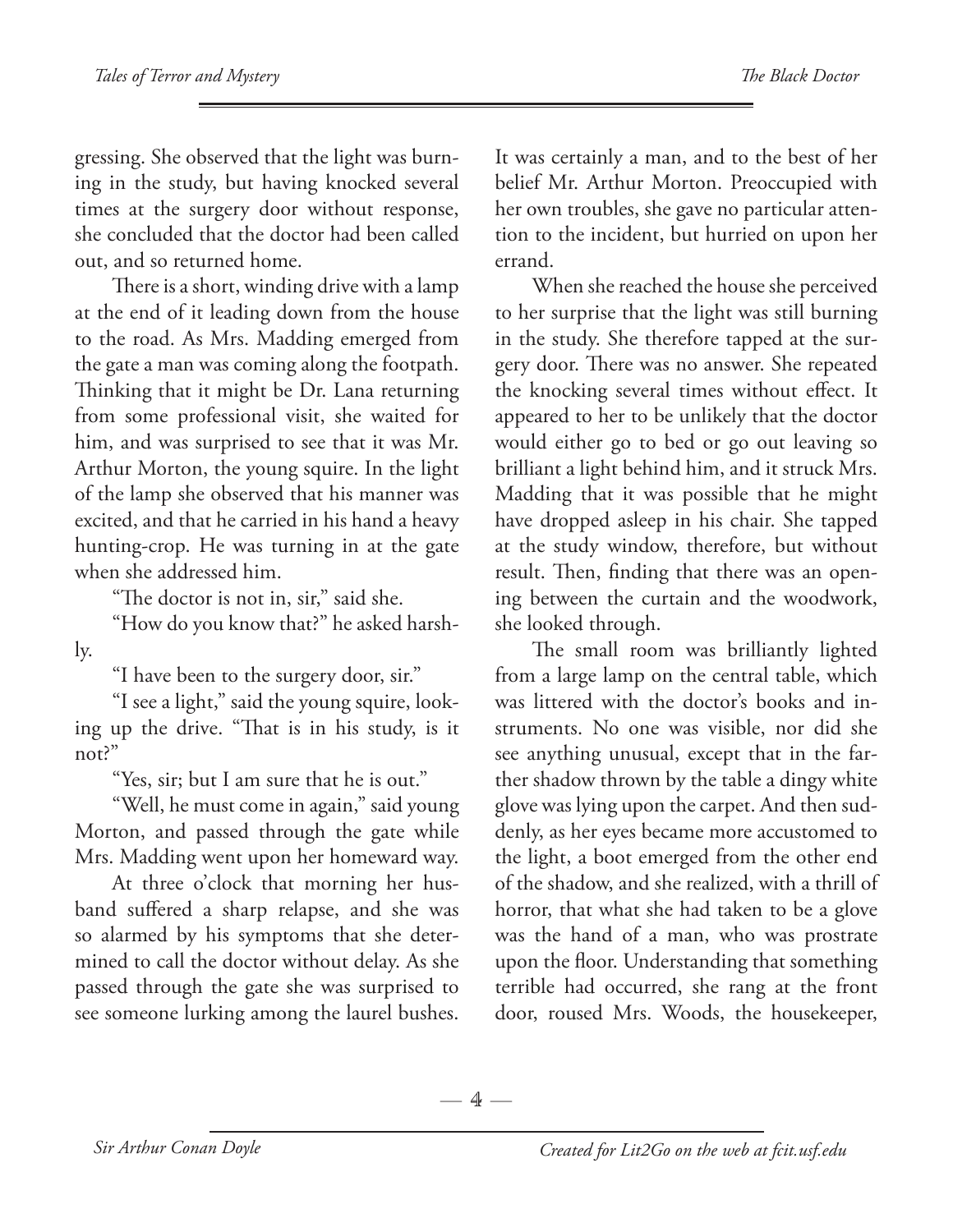gressing. She observed that the light was burning in the study, but having knocked several times at the surgery door without response, she concluded that the doctor had been called out, and so returned home.

There is a short, winding drive with a lamp at the end of it leading down from the house to the road. As Mrs. Madding emerged from the gate a man was coming along the footpath. Thinking that it might be Dr. Lana returning from some professional visit, she waited for him, and was surprised to see that it was Mr. Arthur Morton, the young squire. In the light of the lamp she observed that his manner was excited, and that he carried in his hand a heavy hunting-crop. He was turning in at the gate when she addressed him.

"The doctor is not in, sir," said she.

"How do you know that?" he asked harshly.

"I have been to the surgery door, sir."

"I see a light," said the young squire, looking up the drive. "That is in his study, is it not?"

"Yes, sir; but I am sure that he is out."

"Well, he must come in again," said young Morton, and passed through the gate while Mrs. Madding went upon her homeward way.

At three o'clock that morning her husband suffered a sharp relapse, and she was so alarmed by his symptoms that she determined to call the doctor without delay. As she passed through the gate she was surprised to see someone lurking among the laurel bushes. It was certainly a man, and to the best of her belief Mr. Arthur Morton. Preoccupied with her own troubles, she gave no particular attention to the incident, but hurried on upon her errand.

When she reached the house she perceived to her surprise that the light was still burning in the study. She therefore tapped at the surgery door. There was no answer. She repeated the knocking several times without effect. It appeared to her to be unlikely that the doctor would either go to bed or go out leaving so brilliant a light behind him, and it struck Mrs. Madding that it was possible that he might have dropped asleep in his chair. She tapped at the study window, therefore, but without result. Then, finding that there was an opening between the curtain and the woodwork, she looked through.

The small room was brilliantly lighted from a large lamp on the central table, which was littered with the doctor's books and instruments. No one was visible, nor did she see anything unusual, except that in the farther shadow thrown by the table a dingy white glove was lying upon the carpet. And then suddenly, as her eyes became more accustomed to the light, a boot emerged from the other end of the shadow, and she realized, with a thrill of horror, that what she had taken to be a glove was the hand of a man, who was prostrate upon the floor. Understanding that something terrible had occurred, she rang at the front door, roused Mrs. Woods, the housekeeper,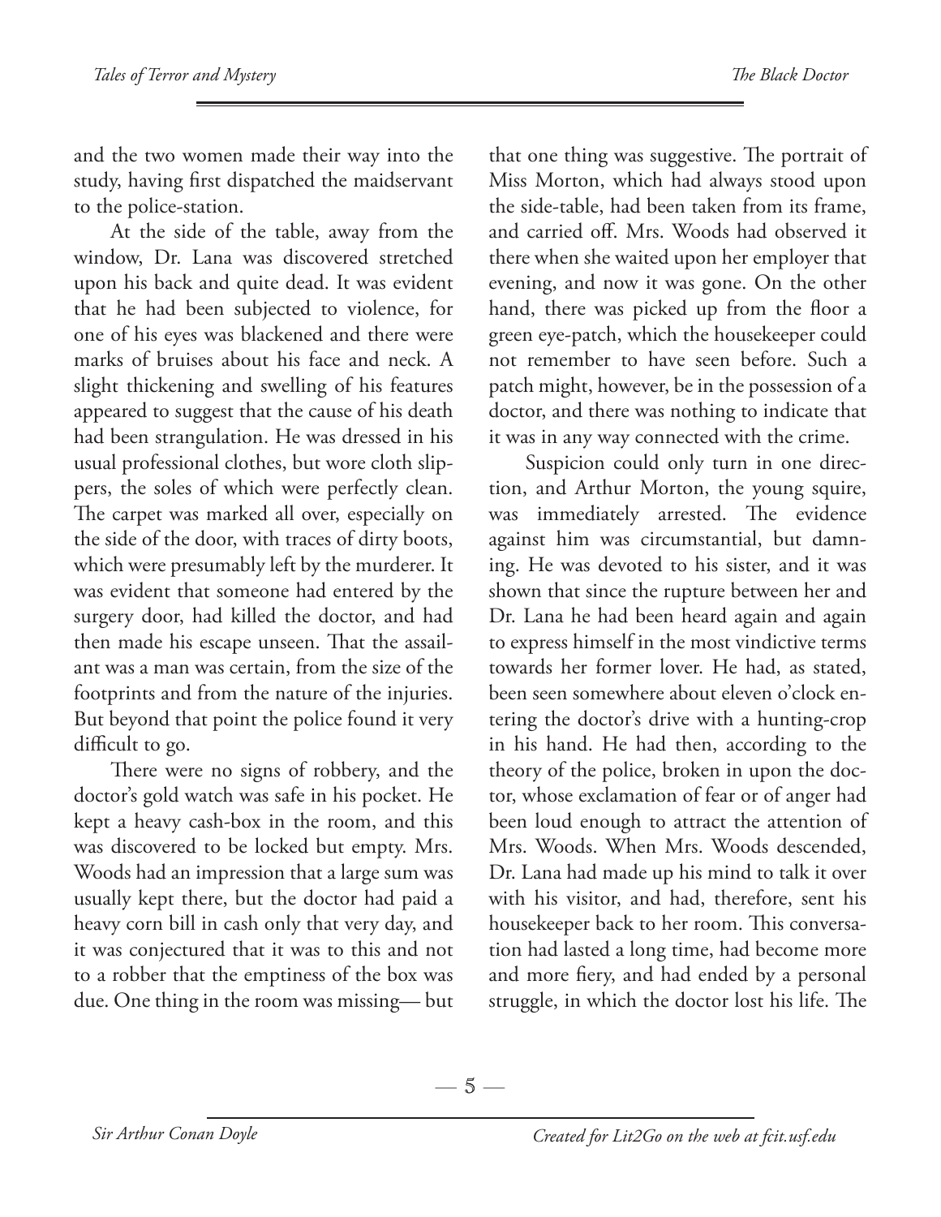and the two women made their way into the study, having first dispatched the maidservant to the police-station.

At the side of the table, away from the window, Dr. Lana was discovered stretched upon his back and quite dead. It was evident that he had been subjected to violence, for one of his eyes was blackened and there were marks of bruises about his face and neck. A slight thickening and swelling of his features appeared to suggest that the cause of his death had been strangulation. He was dressed in his usual professional clothes, but wore cloth slippers, the soles of which were perfectly clean. The carpet was marked all over, especially on the side of the door, with traces of dirty boots, which were presumably left by the murderer. It was evident that someone had entered by the surgery door, had killed the doctor, and had then made his escape unseen. That the assailant was a man was certain, from the size of the footprints and from the nature of the injuries. But beyond that point the police found it very difficult to go.

There were no signs of robbery, and the doctor's gold watch was safe in his pocket. He kept a heavy cash-box in the room, and this was discovered to be locked but empty. Mrs. Woods had an impression that a large sum was usually kept there, but the doctor had paid a heavy corn bill in cash only that very day, and it was conjectured that it was to this and not to a robber that the emptiness of the box was due. One thing in the room was missing— but that one thing was suggestive. The portrait of Miss Morton, which had always stood upon the side-table, had been taken from its frame, and carried off. Mrs. Woods had observed it there when she waited upon her employer that evening, and now it was gone. On the other hand, there was picked up from the floor a green eye-patch, which the housekeeper could not remember to have seen before. Such a patch might, however, be in the possession of a doctor, and there was nothing to indicate that it was in any way connected with the crime.

Suspicion could only turn in one direction, and Arthur Morton, the young squire, was immediately arrested. The evidence against him was circumstantial, but damning. He was devoted to his sister, and it was shown that since the rupture between her and Dr. Lana he had been heard again and again to express himself in the most vindictive terms towards her former lover. He had, as stated, been seen somewhere about eleven o'clock entering the doctor's drive with a hunting-crop in his hand. He had then, according to the theory of the police, broken in upon the doctor, whose exclamation of fear or of anger had been loud enough to attract the attention of Mrs. Woods. When Mrs. Woods descended, Dr. Lana had made up his mind to talk it over with his visitor, and had, therefore, sent his housekeeper back to her room. This conversation had lasted a long time, had become more and more fiery, and had ended by a personal struggle, in which the doctor lost his life. The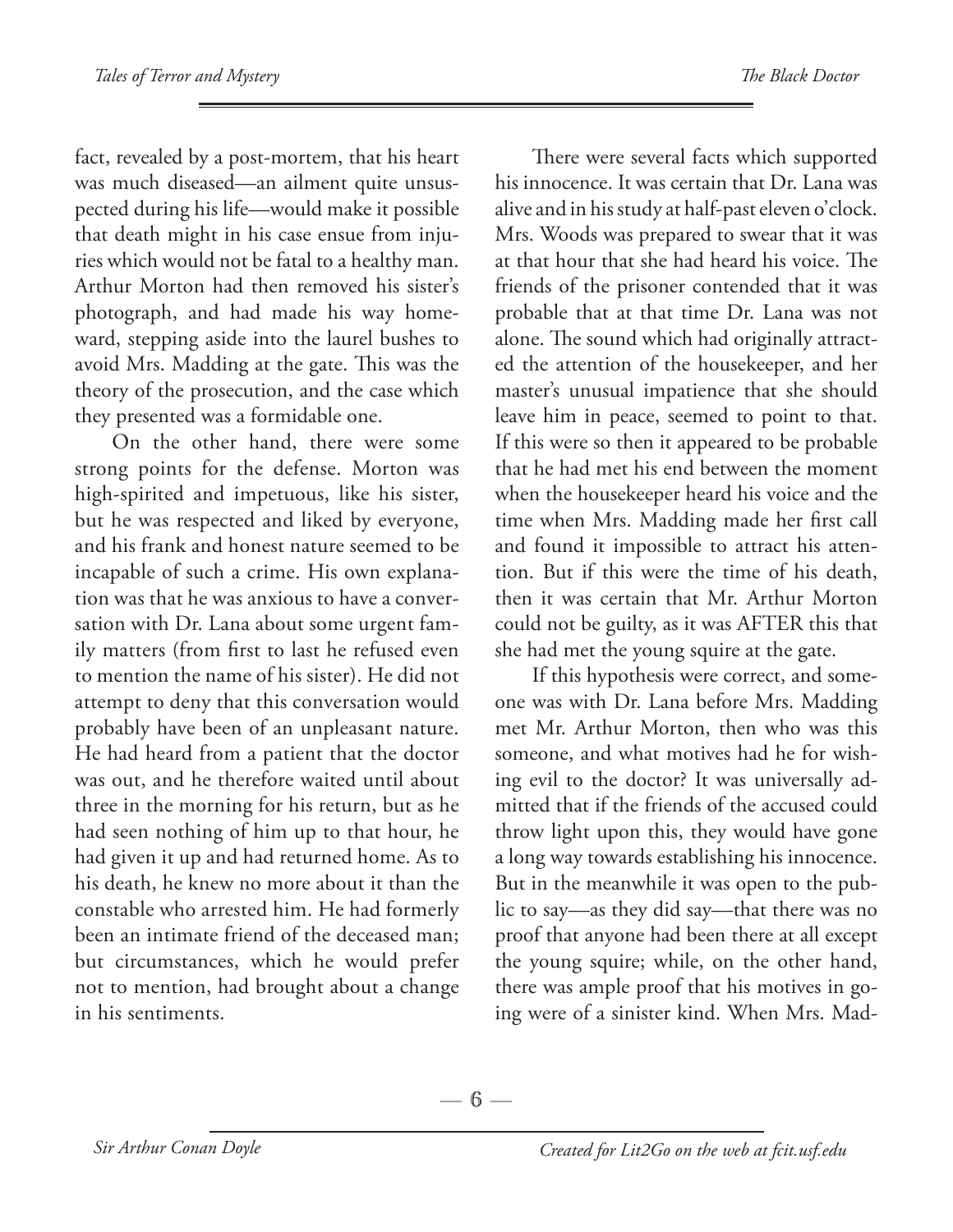fact, revealed by a post-mortem, that his heart was much diseased—an ailment quite unsuspected during his life—would make it possible that death might in his case ensue from injuries which would not be fatal to a healthy man. Arthur Morton had then removed his sister's photograph, and had made his way homeward, stepping aside into the laurel bushes to avoid Mrs. Madding at the gate. This was the theory of the prosecution, and the case which they presented was a formidable one.

On the other hand, there were some strong points for the defense. Morton was high-spirited and impetuous, like his sister, but he was respected and liked by everyone, and his frank and honest nature seemed to be incapable of such a crime. His own explanation was that he was anxious to have a conversation with Dr. Lana about some urgent family matters (from first to last he refused even to mention the name of his sister). He did not attempt to deny that this conversation would probably have been of an unpleasant nature. He had heard from a patient that the doctor was out, and he therefore waited until about three in the morning for his return, but as he had seen nothing of him up to that hour, he had given it up and had returned home. As to his death, he knew no more about it than the constable who arrested him. He had formerly been an intimate friend of the deceased man; but circumstances, which he would prefer not to mention, had brought about a change in his sentiments.

There were several facts which supported his innocence. It was certain that Dr. Lana was alive and in his study at half-past eleven o'clock. Mrs. Woods was prepared to swear that it was at that hour that she had heard his voice. The friends of the prisoner contended that it was probable that at that time Dr. Lana was not alone. The sound which had originally attracted the attention of the housekeeper, and her master's unusual impatience that she should leave him in peace, seemed to point to that. If this were so then it appeared to be probable that he had met his end between the moment when the housekeeper heard his voice and the time when Mrs. Madding made her first call and found it impossible to attract his attention. But if this were the time of his death, then it was certain that Mr. Arthur Morton could not be guilty, as it was AFTER this that she had met the young squire at the gate.

If this hypothesis were correct, and someone was with Dr. Lana before Mrs. Madding met Mr. Arthur Morton, then who was this someone, and what motives had he for wishing evil to the doctor? It was universally admitted that if the friends of the accused could throw light upon this, they would have gone a long way towards establishing his innocence. But in the meanwhile it was open to the public to say—as they did say—that there was no proof that anyone had been there at all except the young squire; while, on the other hand, there was ample proof that his motives in going were of a sinister kind. When Mrs. Mad-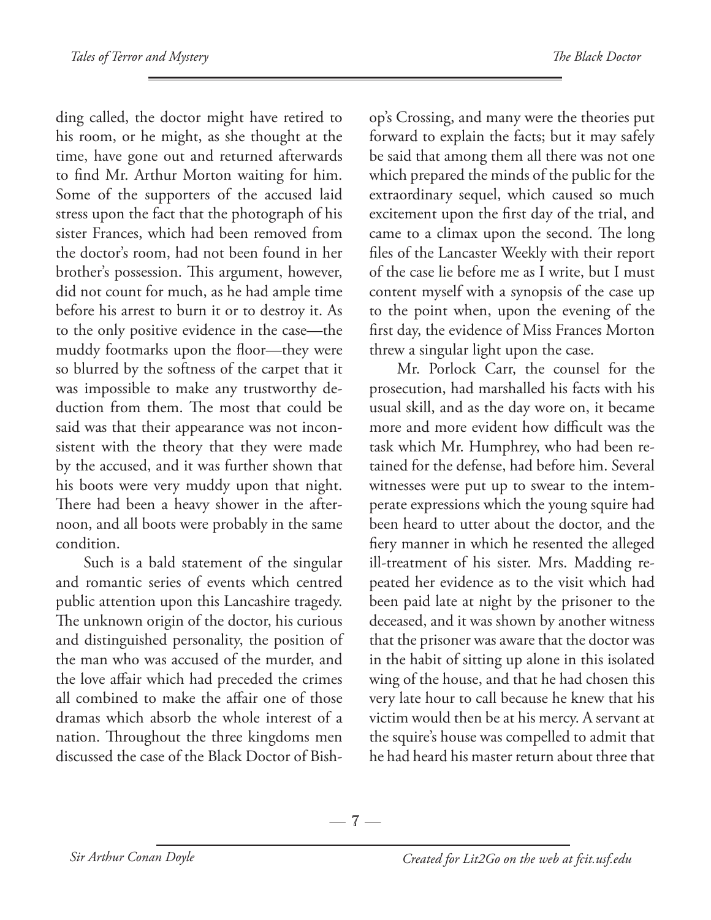ding called, the doctor might have retired to his room, or he might, as she thought at the time, have gone out and returned afterwards to find Mr. Arthur Morton waiting for him. Some of the supporters of the accused laid stress upon the fact that the photograph of his sister Frances, which had been removed from the doctor's room, had not been found in her brother's possession. This argument, however, did not count for much, as he had ample time before his arrest to burn it or to destroy it. As to the only positive evidence in the case—the muddy footmarks upon the floor—they were so blurred by the softness of the carpet that it was impossible to make any trustworthy deduction from them. The most that could be said was that their appearance was not inconsistent with the theory that they were made by the accused, and it was further shown that his boots were very muddy upon that night. There had been a heavy shower in the afternoon, and all boots were probably in the same condition.

Such is a bald statement of the singular and romantic series of events which centred public attention upon this Lancashire tragedy. The unknown origin of the doctor, his curious and distinguished personality, the position of the man who was accused of the murder, and the love affair which had preceded the crimes all combined to make the affair one of those dramas which absorb the whole interest of a nation. Throughout the three kingdoms men discussed the case of the Black Doctor of Bishop's Crossing, and many were the theories put forward to explain the facts; but it may safely be said that among them all there was not one which prepared the minds of the public for the extraordinary sequel, which caused so much excitement upon the first day of the trial, and came to a climax upon the second. The long files of the Lancaster Weekly with their report of the case lie before me as I write, but I must content myself with a synopsis of the case up to the point when, upon the evening of the first day, the evidence of Miss Frances Morton threw a singular light upon the case.

Mr. Porlock Carr, the counsel for the prosecution, had marshalled his facts with his usual skill, and as the day wore on, it became more and more evident how difficult was the task which Mr. Humphrey, who had been retained for the defense, had before him. Several witnesses were put up to swear to the intemperate expressions which the young squire had been heard to utter about the doctor, and the fiery manner in which he resented the alleged ill-treatment of his sister. Mrs. Madding repeated her evidence as to the visit which had been paid late at night by the prisoner to the deceased, and it was shown by another witness that the prisoner was aware that the doctor was in the habit of sitting up alone in this isolated wing of the house, and that he had chosen this very late hour to call because he knew that his victim would then be at his mercy. A servant at the squire's house was compelled to admit that he had heard his master return about three that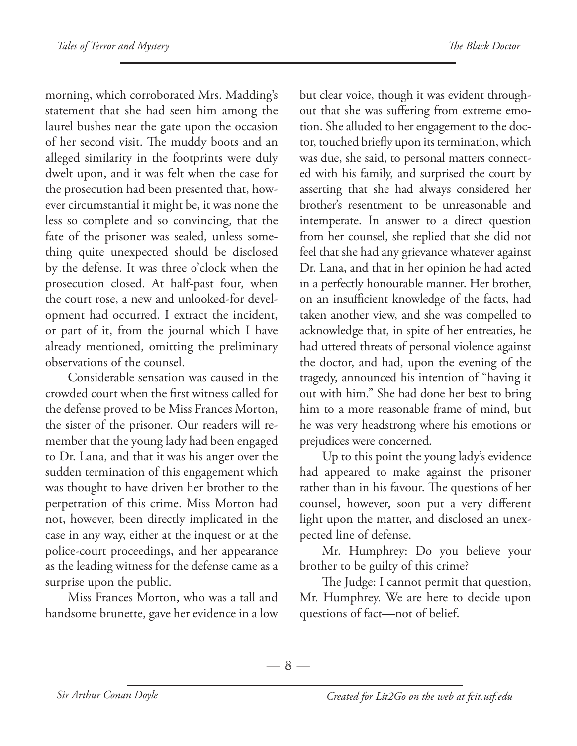morning, which corroborated Mrs. Madding's statement that she had seen him among the laurel bushes near the gate upon the occasion of her second visit. The muddy boots and an alleged similarity in the footprints were duly dwelt upon, and it was felt when the case for the prosecution had been presented that, however circumstantial it might be, it was none the less so complete and so convincing, that the fate of the prisoner was sealed, unless something quite unexpected should be disclosed by the defense. It was three o'clock when the prosecution closed. At half-past four, when the court rose, a new and unlooked-for development had occurred. I extract the incident, or part of it, from the journal which I have already mentioned, omitting the preliminary observations of the counsel.

Considerable sensation was caused in the crowded court when the first witness called for the defense proved to be Miss Frances Morton, the sister of the prisoner. Our readers will remember that the young lady had been engaged to Dr. Lana, and that it was his anger over the sudden termination of this engagement which was thought to have driven her brother to the perpetration of this crime. Miss Morton had not, however, been directly implicated in the case in any way, either at the inquest or at the police-court proceedings, and her appearance as the leading witness for the defense came as a surprise upon the public.

Miss Frances Morton, who was a tall and handsome brunette, gave her evidence in a low but clear voice, though it was evident throughout that she was suffering from extreme emotion. She alluded to her engagement to the doctor, touched briefly upon its termination, which was due, she said, to personal matters connected with his family, and surprised the court by asserting that she had always considered her brother's resentment to be unreasonable and intemperate. In answer to a direct question from her counsel, she replied that she did not feel that she had any grievance whatever against Dr. Lana, and that in her opinion he had acted in a perfectly honourable manner. Her brother, on an insufficient knowledge of the facts, had taken another view, and she was compelled to acknowledge that, in spite of her entreaties, he had uttered threats of personal violence against the doctor, and had, upon the evening of the tragedy, announced his intention of "having it out with him." She had done her best to bring him to a more reasonable frame of mind, but he was very headstrong where his emotions or prejudices were concerned.

Up to this point the young lady's evidence had appeared to make against the prisoner rather than in his favour. The questions of her counsel, however, soon put a very different light upon the matter, and disclosed an unexpected line of defense.

Mr. Humphrey: Do you believe your brother to be guilty of this crime?

The Judge: I cannot permit that question, Mr. Humphrey. We are here to decide upon questions of fact—not of belief.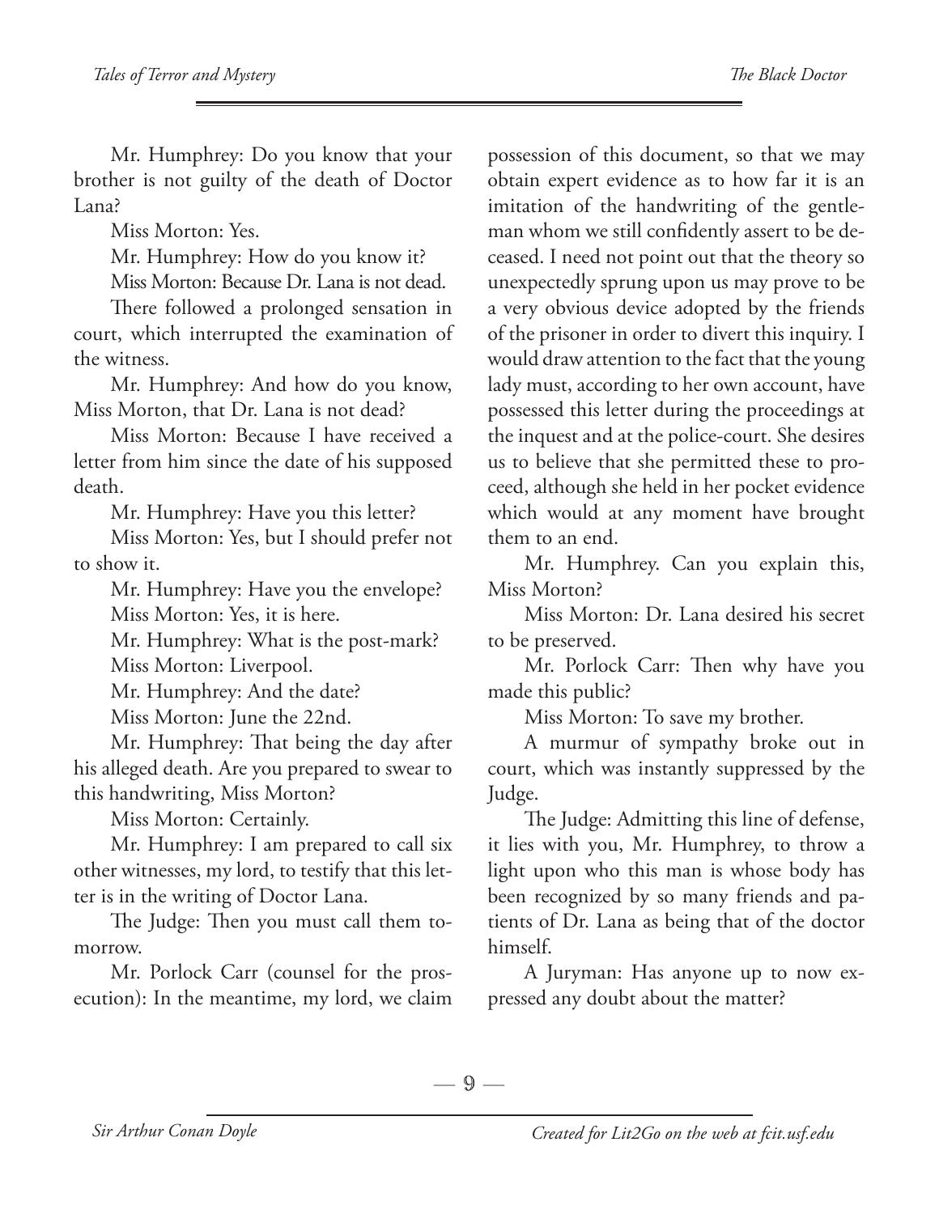Mr. Humphrey: Do you know that your brother is not guilty of the death of Doctor Lana?

Miss Morton: Yes.

Mr. Humphrey: How do you know it?

Miss Morton: Because Dr. Lana is not dead.

There followed a prolonged sensation in court, which interrupted the examination of the witness.

Mr. Humphrey: And how do you know, Miss Morton, that Dr. Lana is not dead?

Miss Morton: Because I have received a letter from him since the date of his supposed death.

Mr. Humphrey: Have you this letter?

Miss Morton: Yes, but I should prefer not to show it.

Mr. Humphrey: Have you the envelope?

Miss Morton: Yes, it is here.

Mr. Humphrey: What is the post-mark?

Miss Morton: Liverpool.

Mr. Humphrey: And the date?

Miss Morton: June the 22nd.

Mr. Humphrey: That being the day after his alleged death. Are you prepared to swear to this handwriting, Miss Morton?

Miss Morton: Certainly.

Mr. Humphrey: I am prepared to call six other witnesses, my lord, to testify that this letter is in the writing of Doctor Lana.

The Judge: Then you must call them tomorrow.

Mr. Porlock Carr (counsel for the prosecution): In the meantime, my lord, we claim possession of this document, so that we may obtain expert evidence as to how far it is an imitation of the handwriting of the gentleman whom we still confidently assert to be deceased. I need not point out that the theory so unexpectedly sprung upon us may prove to be a very obvious device adopted by the friends of the prisoner in order to divert this inquiry. I would draw attention to the fact that the young lady must, according to her own account, have possessed this letter during the proceedings at the inquest and at the police-court. She desires us to believe that she permitted these to proceed, although she held in her pocket evidence which would at any moment have brought them to an end.

Mr. Humphrey. Can you explain this, Miss Morton?

Miss Morton: Dr. Lana desired his secret to be preserved.

Mr. Porlock Carr: Then why have you made this public?

Miss Morton: To save my brother.

A murmur of sympathy broke out in court, which was instantly suppressed by the Judge.

The Judge: Admitting this line of defense, it lies with you, Mr. Humphrey, to throw a light upon who this man is whose body has been recognized by so many friends and patients of Dr. Lana as being that of the doctor himself.

A Juryman: Has anyone up to now expressed any doubt about the matter?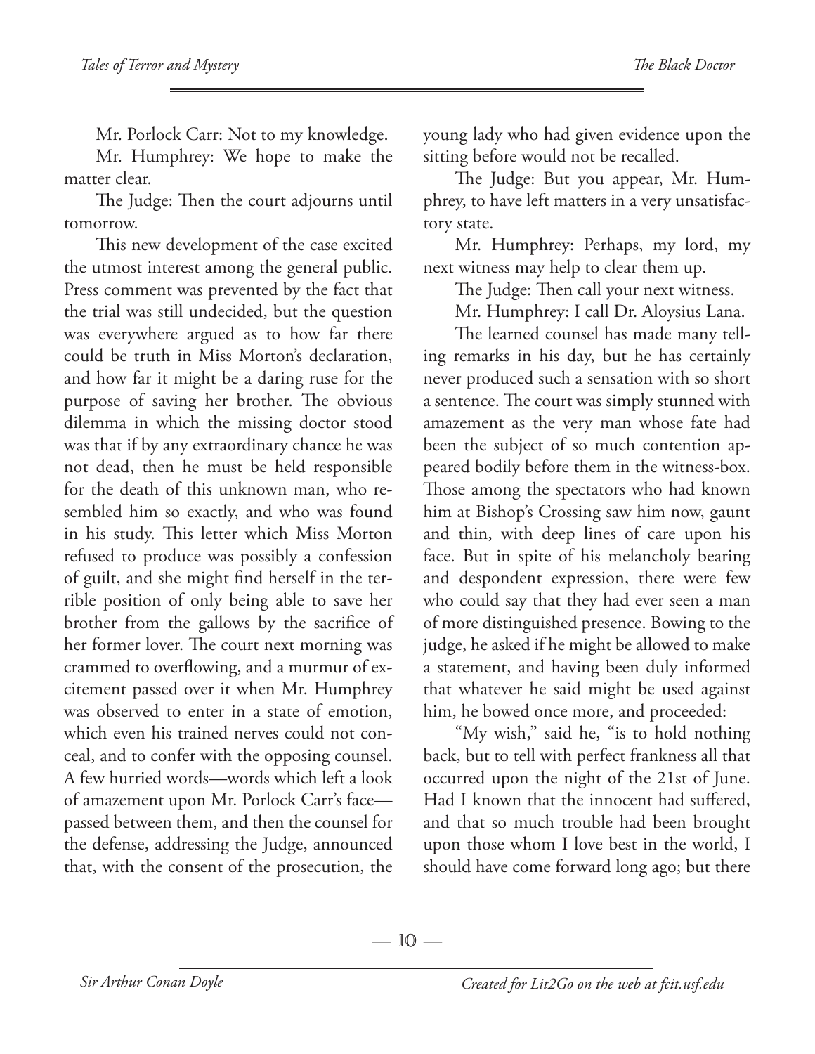Mr. Porlock Carr: Not to my knowledge.

Mr. Humphrey: We hope to make the matter clear.

The Judge: Then the court adjourns until tomorrow.

This new development of the case excited the utmost interest among the general public. Press comment was prevented by the fact that the trial was still undecided, but the question was everywhere argued as to how far there could be truth in Miss Morton's declaration, and how far it might be a daring ruse for the purpose of saving her brother. The obvious dilemma in which the missing doctor stood was that if by any extraordinary chance he was not dead, then he must be held responsible for the death of this unknown man, who resembled him so exactly, and who was found in his study. This letter which Miss Morton refused to produce was possibly a confession of guilt, and she might find herself in the terrible position of only being able to save her brother from the gallows by the sacrifice of her former lover. The court next morning was crammed to overflowing, and a murmur of excitement passed over it when Mr. Humphrey was observed to enter in a state of emotion, which even his trained nerves could not conceal, and to confer with the opposing counsel. A few hurried words—words which left a look of amazement upon Mr. Porlock Carr's face—passed between them, and then the counsel for the defense, addressing the Judge, announced that, with the consent of the prosecution, the young lady who had given evidence upon the sitting before would not be recalled.

The Judge: But you appear, Mr. Humphrey, to have left matters in a very unsatisfactory state.

Mr. Humphrey: Perhaps, my lord, my next witness may help to clear them up.

The Judge: Then call your next witness.

Mr. Humphrey: I call Dr. Aloysius Lana.

The learned counsel has made many telling remarks in his day, but he has certainly never produced such a sensation with so short a sentence. The court was simply stunned with amazement as the very man whose fate had been the subject of so much contention appeared bodily before them in the witness-box. Those among the spectators who had known him at Bishop's Crossing saw him now, gaunt and thin, with deep lines of care upon his face. But in spite of his melancholy bearing and despondent expression, there were few who could say that they had ever seen a man of more distinguished presence. Bowing to the judge, he asked if he might be allowed to make a statement, and having been duly informed that whatever he said might be used against him, he bowed once more, and proceeded:

"My wish," said he, "is to hold nothing back, but to tell with perfect frankness all that occurred upon the night of the 21st of June. Had I known that the innocent had suffered, and that so much trouble had been brought upon those whom I love best in the world, I should have come forward long ago; but there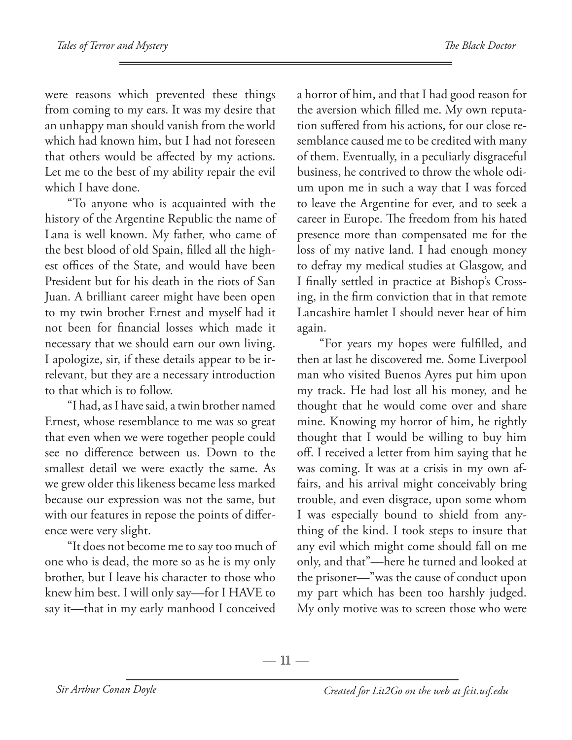were reasons which prevented these things from coming to my ears. It was my desire that an unhappy man should vanish from the world which had known him, but I had not foreseen that others would be affected by my actions. Let me to the best of my ability repair the evil which I have done.

"To anyone who is acquainted with the history of the Argentine Republic the name of Lana is well known. My father, who came of the best blood of old Spain, filled all the highest offices of the State, and would have been President but for his death in the riots of San Juan. A brilliant career might have been open to my twin brother Ernest and myself had it not been for financial losses which made it necessary that we should earn our own living. I apologize, sir, if these details appear to be irrelevant, but they are a necessary introduction to that which is to follow.

"I had, as I have said, a twin brother named Ernest, whose resemblance to me was so great that even when we were together people could see no difference between us. Down to the smallest detail we were exactly the same. As we grew older this likeness became less marked because our expression was not the same, but with our features in repose the points of difference were very slight.

"It does not become me to say too much of one who is dead, the more so as he is my only brother, but I leave his character to those who knew him best. I will only say—for I HAVE to say it—that in my early manhood I conceived a horror of him, and that I had good reason for the aversion which filled me. My own reputation suffered from his actions, for our close resemblance caused me to be credited with many of them. Eventually, in a peculiarly disgraceful business, he contrived to throw the whole odium upon me in such a way that I was forced to leave the Argentine for ever, and to seek a career in Europe. The freedom from his hated presence more than compensated me for the loss of my native land. I had enough money to defray my medical studies at Glasgow, and I finally settled in practice at Bishop's Crossing, in the firm conviction that in that remote Lancashire hamlet I should never hear of him again.

"For years my hopes were fulfilled, and then at last he discovered me. Some Liverpool man who visited Buenos Ayres put him upon my track. He had lost all his money, and he thought that he would come over and share mine. Knowing my horror of him, he rightly thought that I would be willing to buy him off. I received a letter from him saying that he was coming. It was at a crisis in my own affairs, and his arrival might conceivably bring trouble, and even disgrace, upon some whom I was especially bound to shield from anything of the kind. I took steps to insure that any evil which might come should fall on me only, and that"—here he turned and looked at the prisoner—"was the cause of conduct upon my part which has been too harshly judged. My only motive was to screen those who were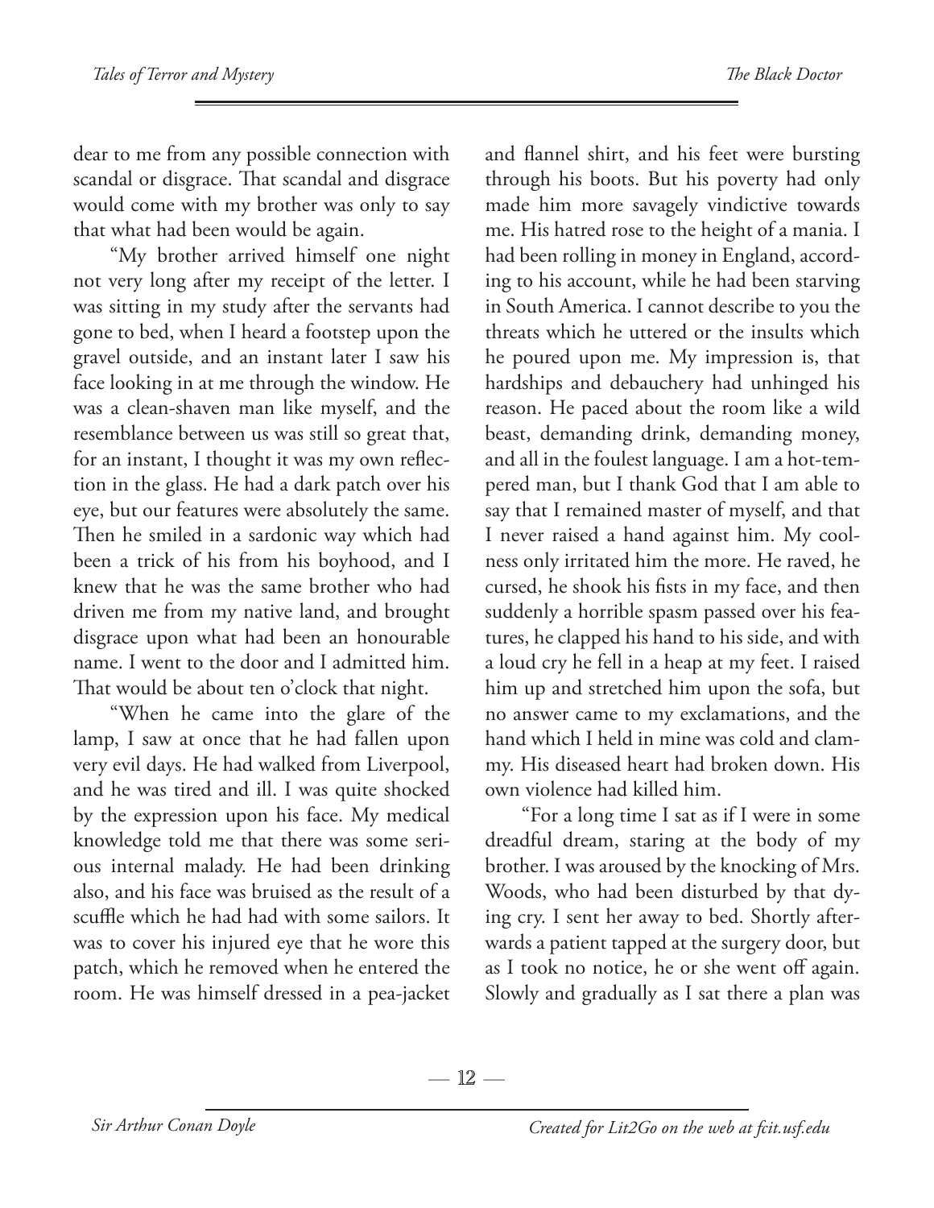dear to me from any possible connection with scandal or disgrace. That scandal and disgrace would come with my brother was only to say that what had been would be again.

"My brother arrived himself one night not very long after my receipt of the letter. I was sitting in my study after the servants had gone to bed, when I heard a footstep upon the gravel outside, and an instant later I saw his face looking in at me through the window. He was a clean-shaven man like myself, and the resemblance between us was still so great that, for an instant, I thought it was my own reflection in the glass. He had a dark patch over his eye, but our features were absolutely the same. Then he smiled in a sardonic way which had been a trick of his from his boyhood, and I knew that he was the same brother who had driven me from my native land, and brought disgrace upon what had been an honourable name. I went to the door and I admitted him. That would be about ten o'clock that night.

"When he came into the glare of the lamp, I saw at once that he had fallen upon very evil days. He had walked from Liverpool, and he was tired and ill. I was quite shocked by the expression upon his face. My medical knowledge told me that there was some serious internal malady. He had been drinking also, and his face was bruised as the result of a scuffle which he had had with some sailors. It was to cover his injured eye that he wore this patch, which he removed when he entered the room. He was himself dressed in a pea-jacket and flannel shirt, and his feet were bursting through his boots. But his poverty had only made him more savagely vindictive towards me. His hatred rose to the height of a mania. I had been rolling in money in England, according to his account, while he had been starving in South America. I cannot describe to you the threats which he uttered or the insults which he poured upon me. My impression is, that hardships and debauchery had unhinged his reason. He paced about the room like a wild beast, demanding drink, demanding money, and all in the foulest language. I am a hot-tempered man, but I thank God that I am able to say that I remained master of myself, and that I never raised a hand against him. My coolness only irritated him the more. He raved, he cursed, he shook his fists in my face, and then suddenly a horrible spasm passed over his features, he clapped his hand to his side, and with a loud cry he fell in a heap at my feet. I raised him up and stretched him upon the sofa, but no answer came to my exclamations, and the hand which I held in mine was cold and clammy. His diseased heart had broken down. His own violence had killed him.

"For a long time I sat as if I were in some dreadful dream, staring at the body of my brother. I was aroused by the knocking of Mrs. Woods, who had been disturbed by that dying cry. I sent her away to bed. Shortly afterwards a patient tapped at the surgery door, but as I took no notice, he or she went off again. Slowly and gradually as I sat there a plan was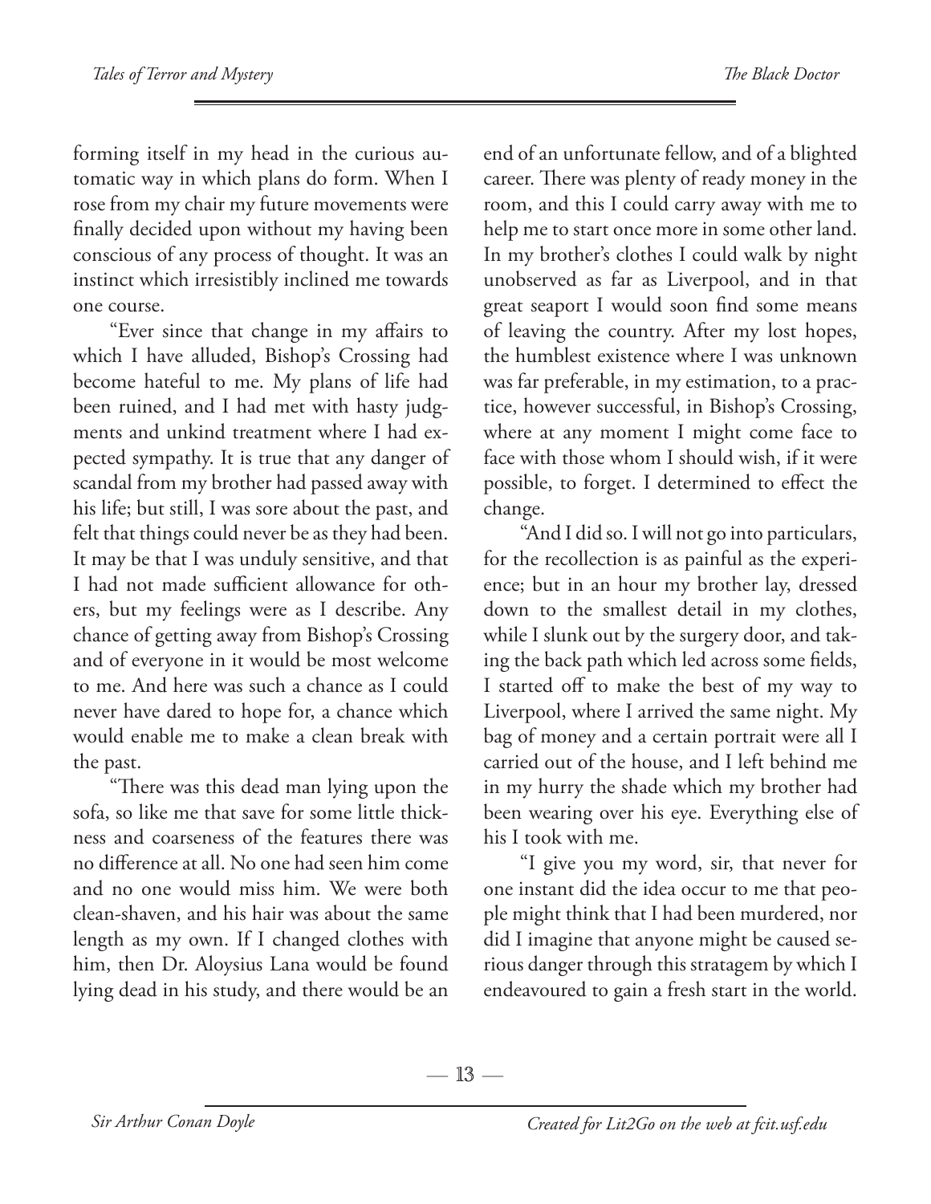forming itself in my head in the curious automatic way in which plans do form. When I rose from my chair my future movements were finally decided upon without my having been conscious of any process of thought. It was an instinct which irresistibly inclined me towards one course.

"Ever since that change in my affairs to which I have alluded, Bishop's Crossing had become hateful to me. My plans of life had been ruined, and I had met with hasty judgments and unkind treatment where I had expected sympathy. It is true that any danger of scandal from my brother had passed away with his life; but still, I was sore about the past, and felt that things could never be as they had been. It may be that I was unduly sensitive, and that I had not made sufficient allowance for others, but my feelings were as I describe. Any chance of getting away from Bishop's Crossing and of everyone in it would be most welcome to me. And here was such a chance as I could never have dared to hope for, a chance which would enable me to make a clean break with the past.

"There was this dead man lying upon the sofa, so like me that save for some little thickness and coarseness of the features there was no difference at all. No one had seen him come and no one would miss him. We were both clean-shaven, and his hair was about the same length as my own. If I changed clothes with him, then Dr. Aloysius Lana would be found lying dead in his study, and there would be an end of an unfortunate fellow, and of a blighted career. There was plenty of ready money in the room, and this I could carry away with me to help me to start once more in some other land. In my brother's clothes I could walk by night unobserved as far as Liverpool, and in that great seaport I would soon find some means of leaving the country. After my lost hopes, the humblest existence where I was unknown was far preferable, in my estimation, to a practice, however successful, in Bishop's Crossing, where at any moment I might come face to face with those whom I should wish, if it were possible, to forget. I determined to effect the change.

"And I did so. I will not go into particulars, for the recollection is as painful as the experience; but in an hour my brother lay, dressed down to the smallest detail in my clothes, while I slunk out by the surgery door, and taking the back path which led across some fields, I started off to make the best of my way to Liverpool, where I arrived the same night. My bag of money and a certain portrait were all I carried out of the house, and I left behind me in my hurry the shade which my brother had been wearing over his eye. Everything else of his I took with me.

"I give you my word, sir, that never for one instant did the idea occur to me that people might think that I had been murdered, nor did I imagine that anyone might be caused serious danger through this stratagem by which I endeavoured to gain a fresh start in the world.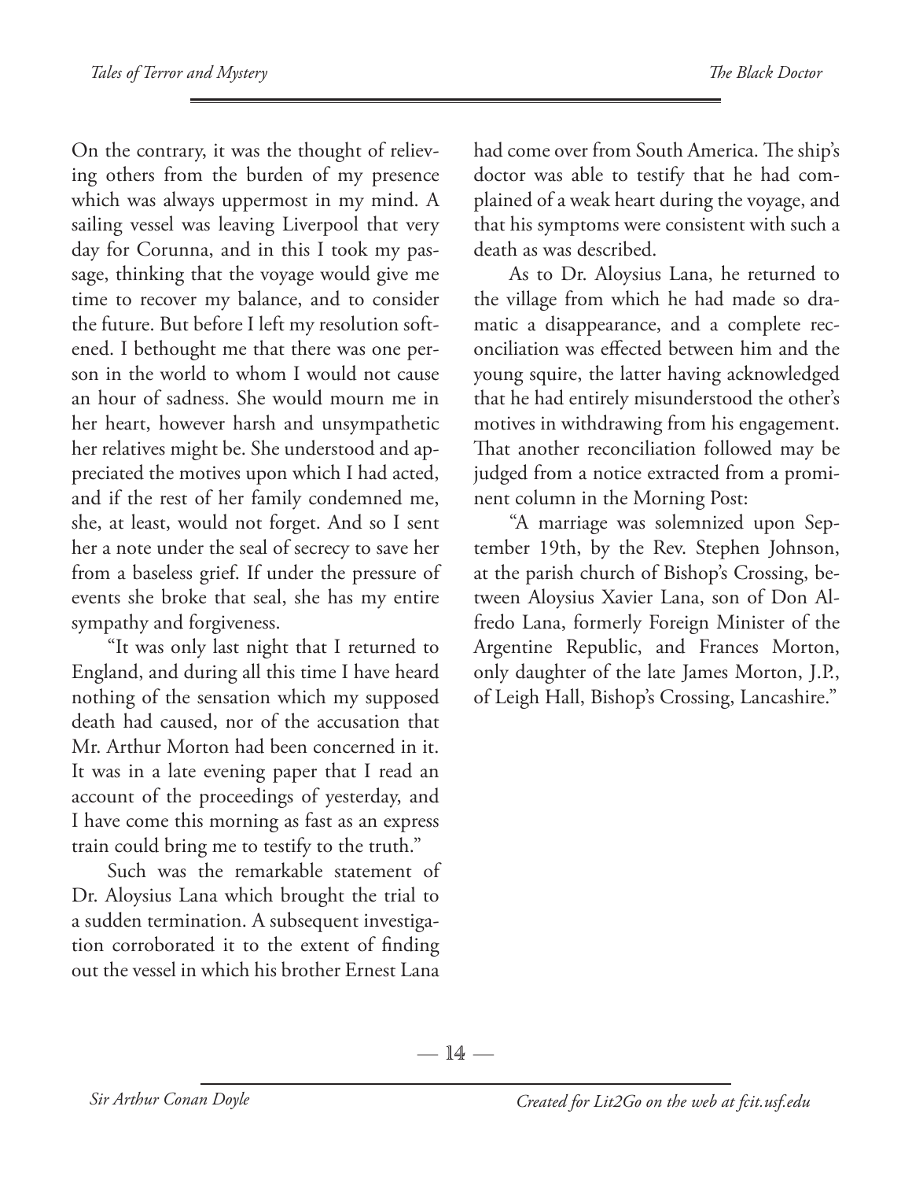On the contrary, it was the thought of relieving others from the burden of my presence which was always uppermost in my mind. A sailing vessel was leaving Liverpool that very day for Corunna, and in this I took my passage, thinking that the voyage would give me time to recover my balance, and to consider the future. But before I left my resolution softened. I bethought me that there was one person in the world to whom I would not cause an hour of sadness. She would mourn me in her heart, however harsh and unsympathetic her relatives might be. She understood and appreciated the motives upon which I had acted, and if the rest of her family condemned me, she, at least, would not forget. And so I sent her a note under the seal of secrecy to save her from a baseless grief. If under the pressure of events she broke that seal, she has my entire sympathy and forgiveness.

"It was only last night that I returned to England, and during all this time I have heard nothing of the sensation which my supposed death had caused, nor of the accusation that Mr. Arthur Morton had been concerned in it. It was in a late evening paper that I read an account of the proceedings of yesterday, and I have come this morning as fast as an express train could bring me to testify to the truth."

Such was the remarkable statement of Dr. Aloysius Lana which brought the trial to a sudden termination. A subsequent investigation corroborated it to the extent of finding out the vessel in which his brother Ernest Lana had come over from South America. The ship's doctor was able to testify that he had complained of a weak heart during the voyage, and that his symptoms were consistent with such a death as was described.

As to Dr. Aloysius Lana, he returned to the village from which he had made so dramatic a disappearance, and a complete reconciliation was effected between him and the young squire, the latter having acknowledged that he had entirely misunderstood the other's motives in withdrawing from his engagement. That another reconciliation followed may be judged from a notice extracted from a prominent column in the Morning Post:

"A marriage was solemnized upon September 19th, by the Rev. Stephen Johnson, at the parish church of Bishop's Crossing, between Aloysius Xavier Lana, son of Don Alfredo Lana, formerly Foreign Minister of the Argentine Republic, and Frances Morton, only daughter of the late James Morton, J.P., of Leigh Hall, Bishop's Crossing, Lancashire."